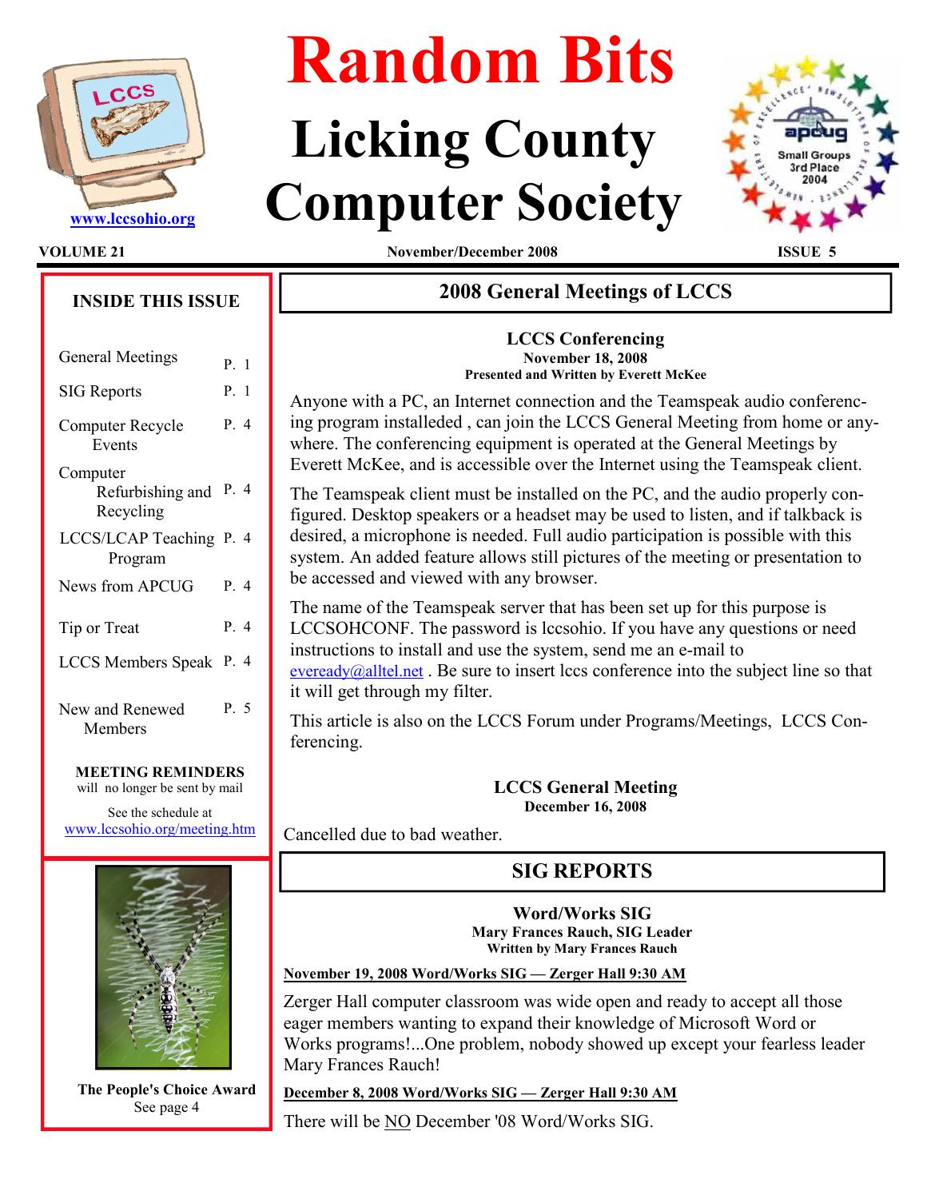www.lccsohio.org

# Random Bits

# Licking County Computer Society

VOLUME 21 — November/December 2008 — ISSUE 5

**INSIDE THIS ISSUE**

| | |
|---|---|
| General Meetings | P. 1 |
| SIG Reports | P. 1 |
| Computer Recycle Events | P. 4 |
| Computer Refurbishing and Recycling | P. 4 |
| LCCS/LCAP Teaching Program | P. 4 |
| News from APCUG | P. 4 |
| Tip or Treat | P. 4 |
| LCCS Members Speak | P. 4 |
| New and Renewed Members | P. 5 |

**MEETING REMINDERS**
will no longer be sent by mail

See the schedule at
www.lccsohio.org/meeting.htm

**The People's Choice Award**
See page 4

## 2008 General Meetings of LCCS

### LCCS Conferencing

**November 18, 2008**
**Presented and Written by Everett McKee**

Anyone with a PC, an Internet connection and the Teamspeak audio conferencing program installeded , can join the LCCS General Meeting from home or anywhere. The conferencing equipment is operated at the General Meetings by Everett McKee, and is accessible over the Internet using the Teamspeak client.

The Teamspeak client must be installed on the PC, and the audio properly configured. Desktop speakers or a headset may be used to listen, and if talkback is desired, a microphone is needed. Full audio participation is possible with this system. An added feature allows still pictures of the meeting or presentation to be accessed and viewed with any browser.

The name of the Teamspeak server that has been set up for this purpose is LCCSOHCONF. The password is lccsohio. If you have any questions or need instructions to install and use the system, send me an e-mail to eveready@alltel.net . Be sure to insert lccs conference into the subject line so that it will get through my filter.

This article is also on the LCCS Forum under Programs/Meetings, LCCS Conferencing.

### LCCS General Meeting

**December 16, 2008**

Cancelled due to bad weather.

## SIG REPORTS

### Word/Works SIG

**Mary Frances Rauch, SIG Leader**
**Written by Mary Frances Rauch**

**November 19, 2008 Word/Works SIG — Zerger Hall 9:30 AM**

Zerger Hall computer classroom was wide open and ready to accept all those eager members wanting to expand their knowledge of Microsoft Word or Works programs!...One problem, nobody showed up except your fearless leader Mary Frances Rauch!

**December 8, 2008 Word/Works SIG — Zerger Hall 9:30 AM**

There will be NO December '08 Word/Works SIG.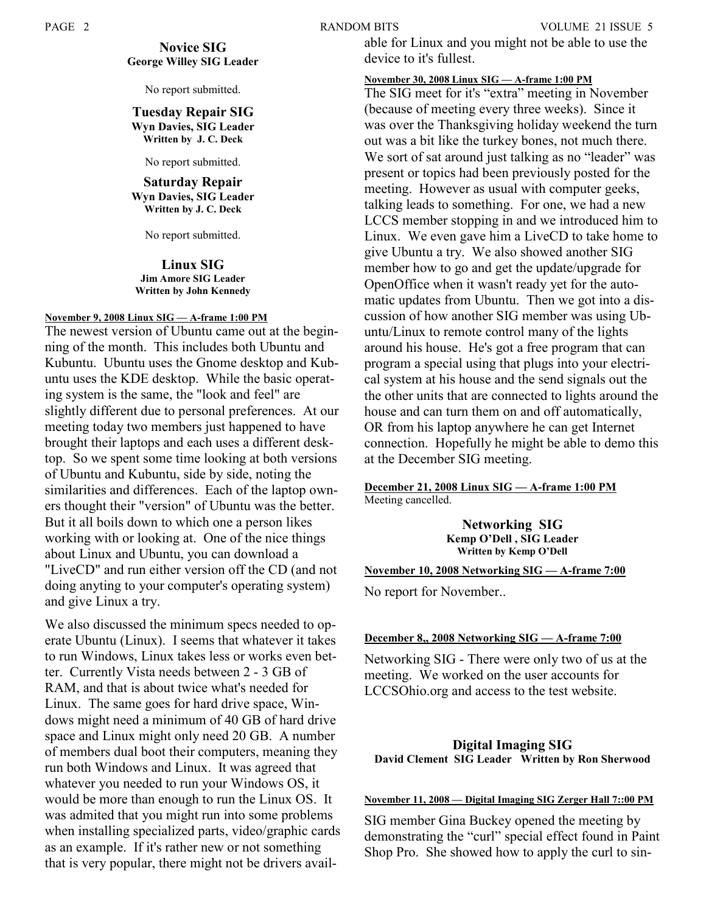## Novice SIG

**George Willey SIG Leader**

No report submitted.

## Tuesday Repair SIG

**Wyn Davies, SIG Leader**
**Written by J. C. Deck**

No report submitted.

## Saturday Repair

**Wyn Davies, SIG Leader**
**Written by J. C. Deck**

No report submitted.

## Linux SIG

**Jim Amore SIG Leader**
**Written by John Kennedy**

**November 9, 2008 Linux SIG — A-frame 1:00 PM**

The newest version of Ubuntu came out at the beginning of the month. This includes both Ubuntu and Kubuntu. Ubuntu uses the Gnome desktop and Kubuntu uses the KDE desktop. While the basic operating system is the same, the "look and feel" are slightly different due to personal preferences. At our meeting today two members just happened to have brought their laptops and each uses a different desktop. So we spent some time looking at both versions of Ubuntu and Kubuntu, side by side, noting the similarities and differences. Each of the laptop owners thought their "version" of Ubuntu was the better. But it all boils down to which one a person likes working with or looking at. One of the nice things about Linux and Ubuntu, you can download a "LiveCD" and run either version off the CD (and not doing anyting to your computer's operating system) and give Linux a try.

We also discussed the minimum specs needed to operate Ubuntu (Linux). I seems that whatever it takes to run Windows, Linux takes less or works even better. Currently Vista needs between 2 - 3 GB of RAM, and that is about twice what's needed for Linux. The same goes for hard drive space, Windows might need a minimum of 40 GB of hard drive space and Linux might only need 20 GB. A number of members dual boot their computers, meaning they run both Windows and Linux. It was agreed that whatever you needed to run your Windows OS, it would be more than enough to run the Linux OS. It was admited that you might run into some problems when installing specialized parts, video/graphic cards as an example. If it's rather new or not something that is very popular, there might not be drivers available for Linux and you might not be able to use the device to it's fullest.

**November 30, 2008 Linux SIG — A-frame 1:00 PM**

The SIG meet for it's "extra" meeting in November (because of meeting every three weeks). Since it was over the Thanksgiving holiday weekend the turn out was a bit like the turkey bones, not much there. We sort of sat around just talking as no "leader" was present or topics had been previously posted for the meeting. However as usual with computer geeks, talking leads to something. For one, we had a new LCCS member stopping in and we introduced him to Linux. We even gave him a LiveCD to take home to give Ubuntu a try. We also showed another SIG member how to go and get the update/upgrade for OpenOffice when it wasn't ready yet for the automatic updates from Ubuntu. Then we got into a discussion of how another SIG member was using Ubuntu/Linux to remote control many of the lights around his house. He's got a free program that can program a special using that plugs into your electrical system at his house and the send signals out the the other units that are connected to lights around the house and can turn them on and off automatically, OR from his laptop anywhere he can get Internet connection. Hopefully he might be able to demo this at the December SIG meeting.

**December 21, 2008 Linux SIG — A-frame 1:00 PM**

Meeting cancelled.

## Networking SIG

**Kemp O'Dell , SIG Leader**
**Written by Kemp O'Dell**

**November 10, 2008 Networking SIG — A-frame 7:00**

No report for November..

**December 8,, 2008 Networking SIG — A-frame 7:00**

Networking SIG - There were only two of us at the meeting. We worked on the user accounts for LCCSOhio.org and access to the test website.

## Digital Imaging SIG

**David Clement SIG Leader Written by Ron Sherwood**

**November 11, 2008 — Digital Imaging SIG Zerger Hall 7::00 PM**

SIG member Gina Buckey opened the meeting by demonstrating the "curl" special effect found in Paint Shop Pro. She showed how to apply the curl to sin-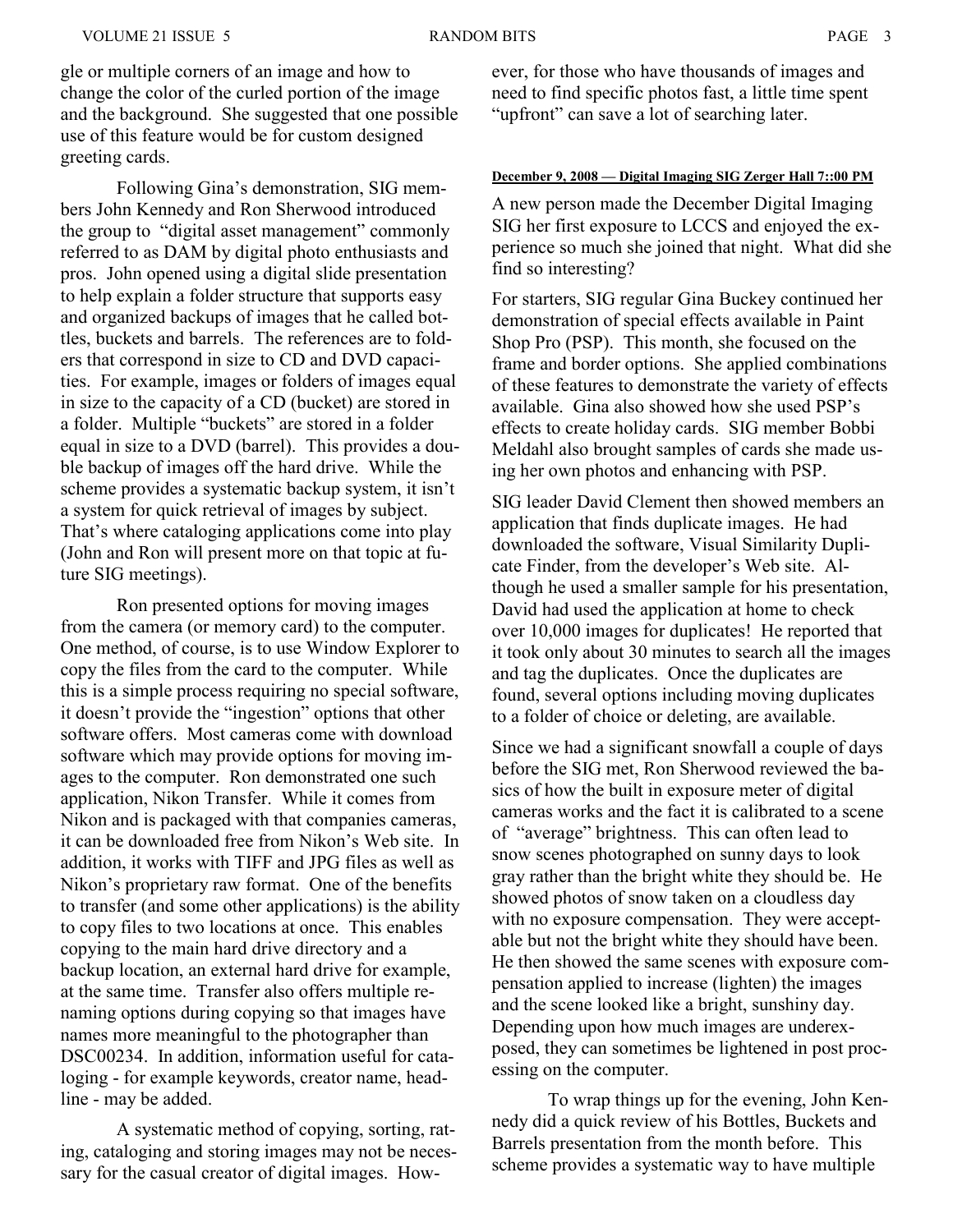gle or multiple corners of an image and how to change the color of the curled portion of the image and the background. She suggested that one possible use of this feature would be for custom designed greeting cards.

Following Gina's demonstration, SIG members John Kennedy and Ron Sherwood introduced the group to "digital asset management" commonly referred to as DAM by digital photo enthusiasts and pros. John opened using a digital slide presentation to help explain a folder structure that supports easy and organized backups of images that he called bottles, buckets and barrels. The references are to folders that correspond in size to CD and DVD capacities. For example, images or folders of images equal in size to the capacity of a CD (bucket) are stored in a folder. Multiple "buckets" are stored in a folder equal in size to a DVD (barrel). This provides a double backup of images off the hard drive. While the scheme provides a systematic backup system, it isn't a system for quick retrieval of images by subject. That's where cataloging applications come into play (John and Ron will present more on that topic at future SIG meetings).

Ron presented options for moving images from the camera (or memory card) to the computer. One method, of course, is to use Window Explorer to copy the files from the card to the computer. While this is a simple process requiring no special software, it doesn't provide the "ingestion" options that other software offers. Most cameras come with download software which may provide options for moving images to the computer. Ron demonstrated one such application, Nikon Transfer. While it comes from Nikon and is packaged with that companies cameras, it can be downloaded free from Nikon's Web site. In addition, it works with TIFF and JPG files as well as Nikon's proprietary raw format. One of the benefits to transfer (and some other applications) is the ability to copy files to two locations at once. This enables copying to the main hard drive directory and a backup location, an external hard drive for example, at the same time. Transfer also offers multiple renaming options during copying so that images have names more meaningful to the photographer than DSC00234. In addition, information useful for cataloging - for example keywords, creator name, headline - may be added.

A systematic method of copying, sorting, rating, cataloging and storing images may not be necessary for the casual creator of digital images. However, for those who have thousands of images and need to find specific photos fast, a little time spent "upfront" can save a lot of searching later.

**December 9, 2008 — Digital Imaging SIG Zerger Hall 7::00 PM**

A new person made the December Digital Imaging SIG her first exposure to LCCS and enjoyed the experience so much she joined that night. What did she find so interesting?

For starters, SIG regular Gina Buckey continued her demonstration of special effects available in Paint Shop Pro (PSP). This month, she focused on the frame and border options. She applied combinations of these features to demonstrate the variety of effects available. Gina also showed how she used PSP's effects to create holiday cards. SIG member Bobbi Meldahl also brought samples of cards she made using her own photos and enhancing with PSP.

SIG leader David Clement then showed members an application that finds duplicate images. He had downloaded the software, Visual Similarity Duplicate Finder, from the developer's Web site. Although he used a smaller sample for his presentation, David had used the application at home to check over 10,000 images for duplicates! He reported that it took only about 30 minutes to search all the images and tag the duplicates. Once the duplicates are found, several options including moving duplicates to a folder of choice or deleting, are available.

Since we had a significant snowfall a couple of days before the SIG met, Ron Sherwood reviewed the basics of how the built in exposure meter of digital cameras works and the fact it is calibrated to a scene of "average" brightness. This can often lead to snow scenes photographed on sunny days to look gray rather than the bright white they should be. He showed photos of snow taken on a cloudless day with no exposure compensation. They were acceptable but not the bright white they should have been. He then showed the same scenes with exposure compensation applied to increase (lighten) the images and the scene looked like a bright, sunshiny day. Depending upon how much images are underexposed, they can sometimes be lightened in post processing on the computer.

To wrap things up for the evening, John Kennedy did a quick review of his Bottles, Buckets and Barrels presentation from the month before. This scheme provides a systematic way to have multiple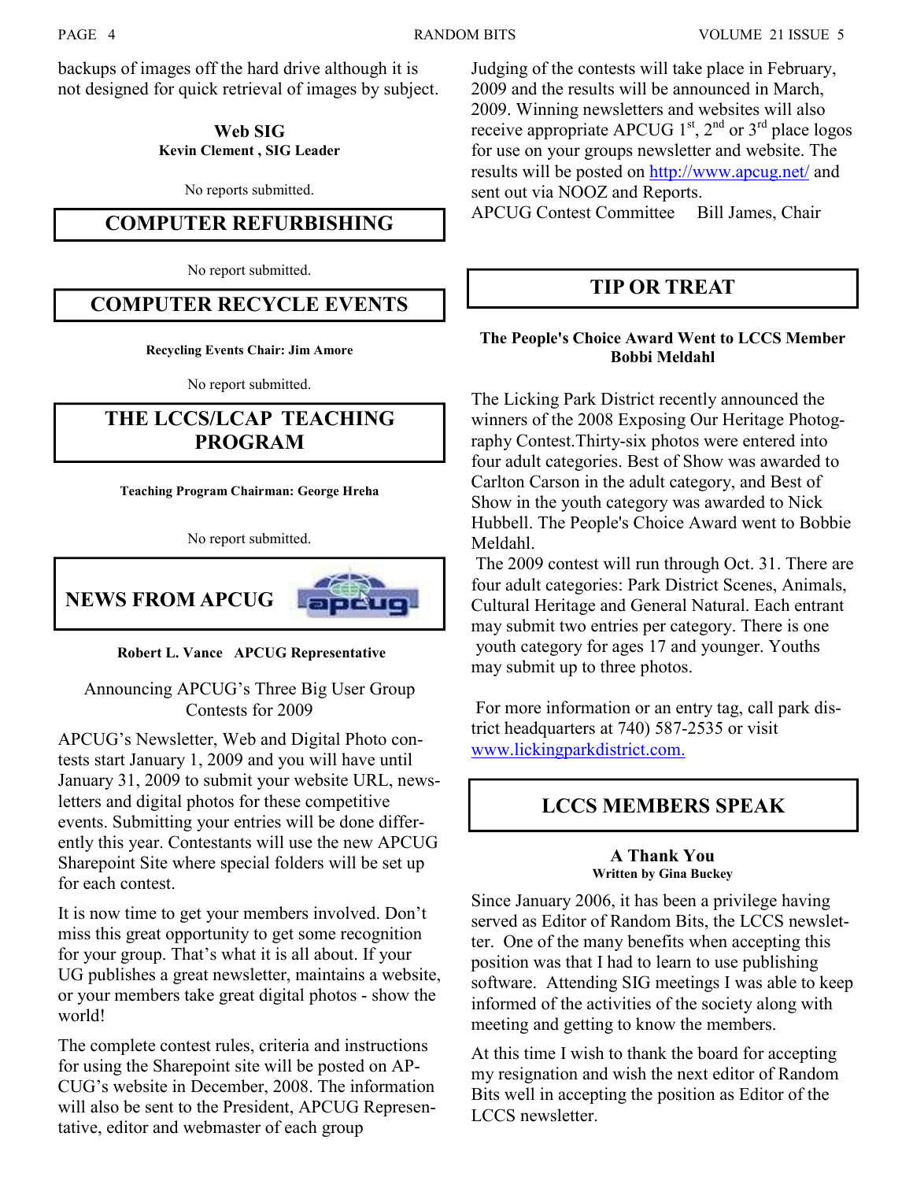backups of images off the hard drive although it is not designed for quick retrieval of images by subject.

### Web SIG

**Kevin Clement , SIG Leader**

No reports submitted.

## COMPUTER REFURBISHING

No report submitted.

## COMPUTER RECYCLE EVENTS

**Recycling Events Chair: Jim Amore**

No report submitted.

## THE LCCS/LCAP TEACHING PROGRAM

**Teaching Program Chairman: George Hreha**

No report submitted.

## NEWS FROM APCUG

**Robert L. Vance APCUG Representative**

Announcing APCUG's Three Big User Group Contests for 2009

APCUG's Newsletter, Web and Digital Photo contests start January 1, 2009 and you will have until January 31, 2009 to submit your website URL, newsletters and digital photos for these competitive events. Submitting your entries will be done differently this year. Contestants will use the new APCUG Sharepoint Site where special folders will be set up for each contest.

It is now time to get your members involved. Don't miss this great opportunity to get some recognition for your group. That's what it is all about. If your UG publishes a great newsletter, maintains a website, or your members take great digital photos - show the world!

The complete contest rules, criteria and instructions for using the Sharepoint site will be posted on APCUG's website in December, 2008. The information will also be sent to the President, APCUG Representative, editor and webmaster of each group

Judging of the contests will take place in February, 2009 and the results will be announced in March, 2009. Winning newsletters and websites will also receive appropriate APCUG 1st, 2nd or 3rd place logos for use on your groups newsletter and website. The results will be posted on http://www.apcug.net/ and sent out via NOOZ and Reports.

APCUG Contest Committee Bill James, Chair

## TIP OR TREAT

**The People's Choice Award Went to LCCS Member Bobbi Meldahl**

The Licking Park District recently announced the winners of the 2008 Exposing Our Heritage Photography Contest.Thirty-six photos were entered into four adult categories. Best of Show was awarded to Carlton Carson in the adult category, and Best of Show in the youth category was awarded to Nick Hubbell. The People's Choice Award went to Bobbie Meldahl.

The 2009 contest will run through Oct. 31. There are four adult categories: Park District Scenes, Animals, Cultural Heritage and General Natural. Each entrant may submit two entries per category. There is one youth category for ages 17 and younger. Youths may submit up to three photos.

For more information or an entry tag, call park district headquarters at 740) 587-2535 or visit www.lickingparkdistrict.com.

## LCCS MEMBERS SPEAK

### A Thank You

**Written by Gina Buckey**

Since January 2006, it has been a privilege having served as Editor of Random Bits, the LCCS newsletter. One of the many benefits when accepting this position was that I had to learn to use publishing software. Attending SIG meetings I was able to keep informed of the activities of the society along with meeting and getting to know the members.

At this time I wish to thank the board for accepting my resignation and wish the next editor of Random Bits well in accepting the position as Editor of the LCCS newsletter.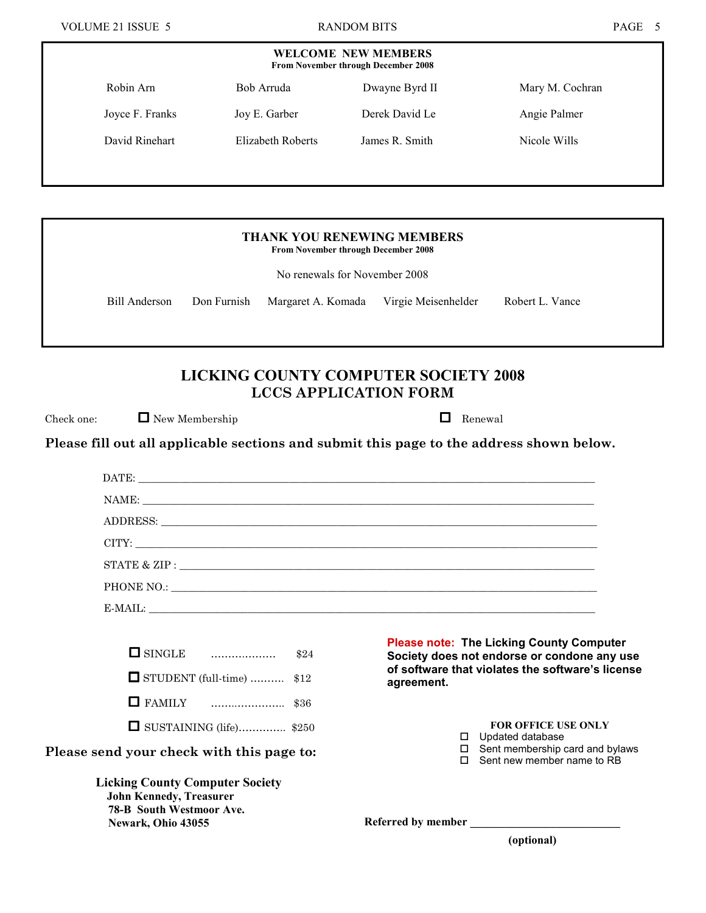## WELCOME NEW MEMBERS

**From November through December 2008**

| | | | |
|---|---|---|---|
| Robin Arn | Bob Arruda | Dwayne Byrd II | Mary M. Cochran |
| Joyce F. Franks | Joy E. Garber | Derek David Le | Angie Palmer |
| David Rinehart | Elizabeth Roberts | James R. Smith | Nicole Wills |

## THANK YOU RENEWING MEMBERS

**From November through December 2008**

No renewals for November 2008

Bill Anderson    Don Furnish    Margaret A. Komada    Virgie Meisenhelder    Robert L. Vance

# LICKING COUNTY COMPUTER SOCIETY 2008
# LCCS APPLICATION FORM

Check one: ☐ New Membership ☐ Renewal

**Please fill out all applicable sections and submit this page to the address shown below.**

DATE: ____________________

NAME: ____________________

ADDRESS: ____________________

CITY: ____________________

STATE & ZIP : ____________________

PHONE NO.: ____________________

E-MAIL: ____________________

☐ SINGLE .................. $24

☐ STUDENT (full-time) .......... $12

☐ FAMILY ...................... $36

☐ SUSTAINING (life).............. $250

**Please note: The Licking County Computer Society does not endorse or condone any use of software that violates the software's license agreement.**

**FOR OFFICE USE ONLY**

☐ Updated database

☐ Sent membership card and bylaws

☐ Sent new member name to RB

**Please send your check with this page to:**

**Licking County Computer Society**
**John Kennedy, Treasurer**
**78-B South Westmoor Ave.**
**Newark, Ohio 43055**

**Referred by member** ____________________
**(optional)**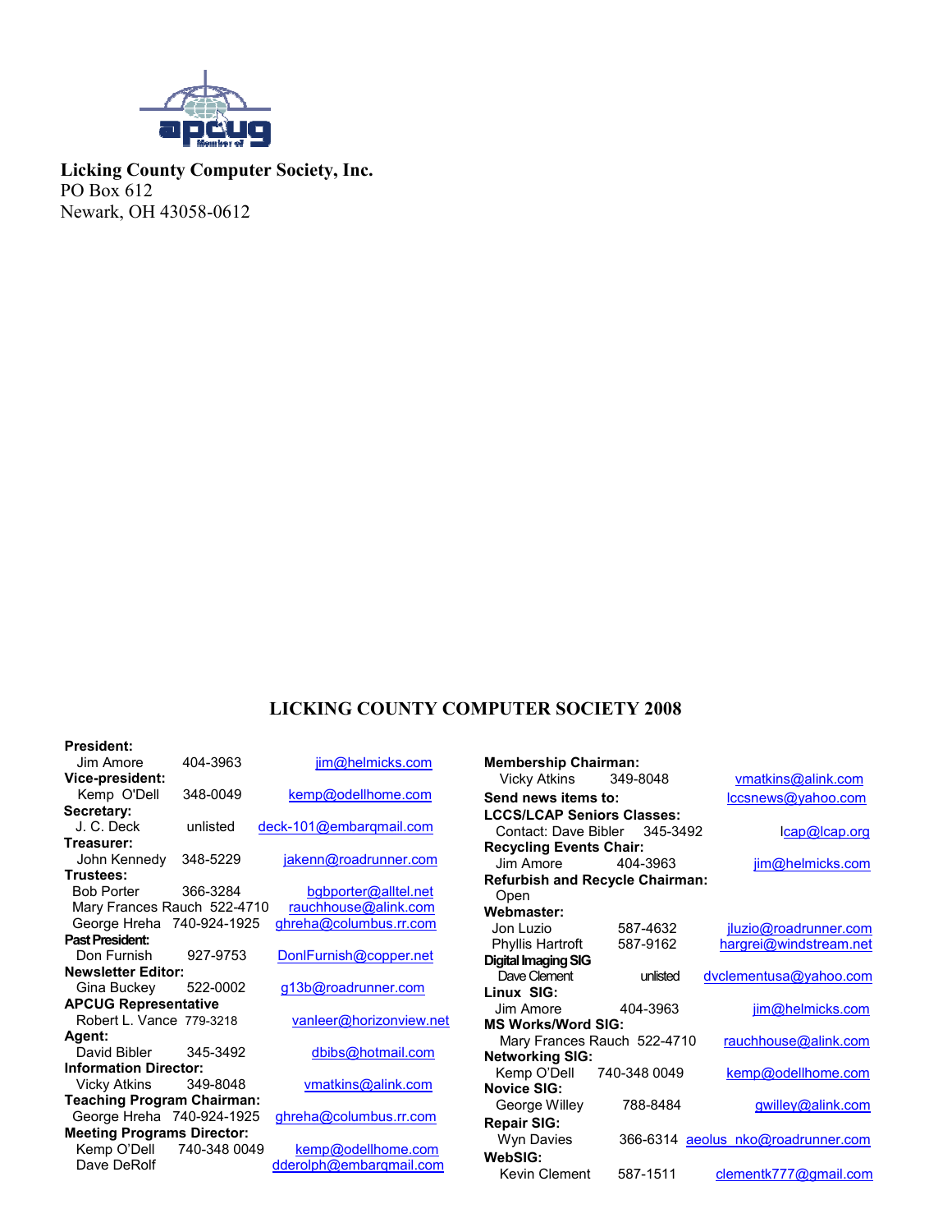**Licking County Computer Society, Inc.**
PO Box 612
Newark, OH 43058-0612

## LICKING COUNTY COMPUTER SOCIETY 2008

**President:**
Jim Amore 404-3963 jim@helmicks.com

**Vice-president:**
Kemp O'Dell 348-0049 kemp@odellhome.com

**Secretary:**
J. C. Deck unlisted deck-101@embarqmail.com

**Treasurer:**
John Kennedy 348-5229 jakenn@roadrunner.com

**Trustees:**
Bob Porter 366-3284 bgbporter@alltel.net
Mary Frances Rauch 522-4710 rauchhouse@alink.com
George Hreha 740-924-1925 ghreha@columbus.rr.com

**Past President:**
Don Furnish 927-9753 DonlFurnish@copper.net

**Newsletter Editor:**
Gina Buckey 522-0002 g13b@roadrunner.com

**APCUG Representative**
Robert L. Vance 779-3218 vanleer@horizonview.net

**Agent:**
David Bibler 345-3492 dbibs@hotmail.com

**Information Director:**
Vicky Atkins 349-8048 vmatkins@alink.com

**Teaching Program Chairman:**
George Hreha 740-924-1925 ghreha@columbus.rr.com

**Meeting Programs Director:**
Kemp O'Dell 740-348 0049 kemp@odellhome.com
Dave DeRolf dderolph@embarqmail.com

**Membership Chairman:**
Vicky Atkins 349-8048 vmatkins@alink.com

**Send news items to:** lccsnews@yahoo.com

**LCCS/LCAP Seniors Classes:**
Contact: Dave Bibler 345-3492 lcap@lcap.org

**Recycling Events Chair:**
Jim Amore 404-3963 jim@helmicks.com

**Refurbish and Recycle Chairman:**
Open

**Webmaster:**
Jon Luzio 587-4632 jluzio@roadrunner.com
Phyllis Hartroft 587-9162 hargrei@windstream.net

**Digital Imaging SIG**
Dave Clement unlisted dvclementusa@yahoo.com

**Linux SIG:**
Jim Amore 404-3963 jim@helmicks.com

**MS Works/Word SIG:**
Mary Frances Rauch 522-4710 rauchhouse@alink.com

**Networking SIG:**
Kemp O'Dell 740-348 0049 kemp@odellhome.com

**Novice SIG:**
George Willey 788-8484 gwilley@alink.com

**Repair SIG:**
Wyn Davies 366-6314 aeolus_nko@roadrunner.com

**WebSIG:**
Kevin Clement 587-1511 clementk777@gmail.com